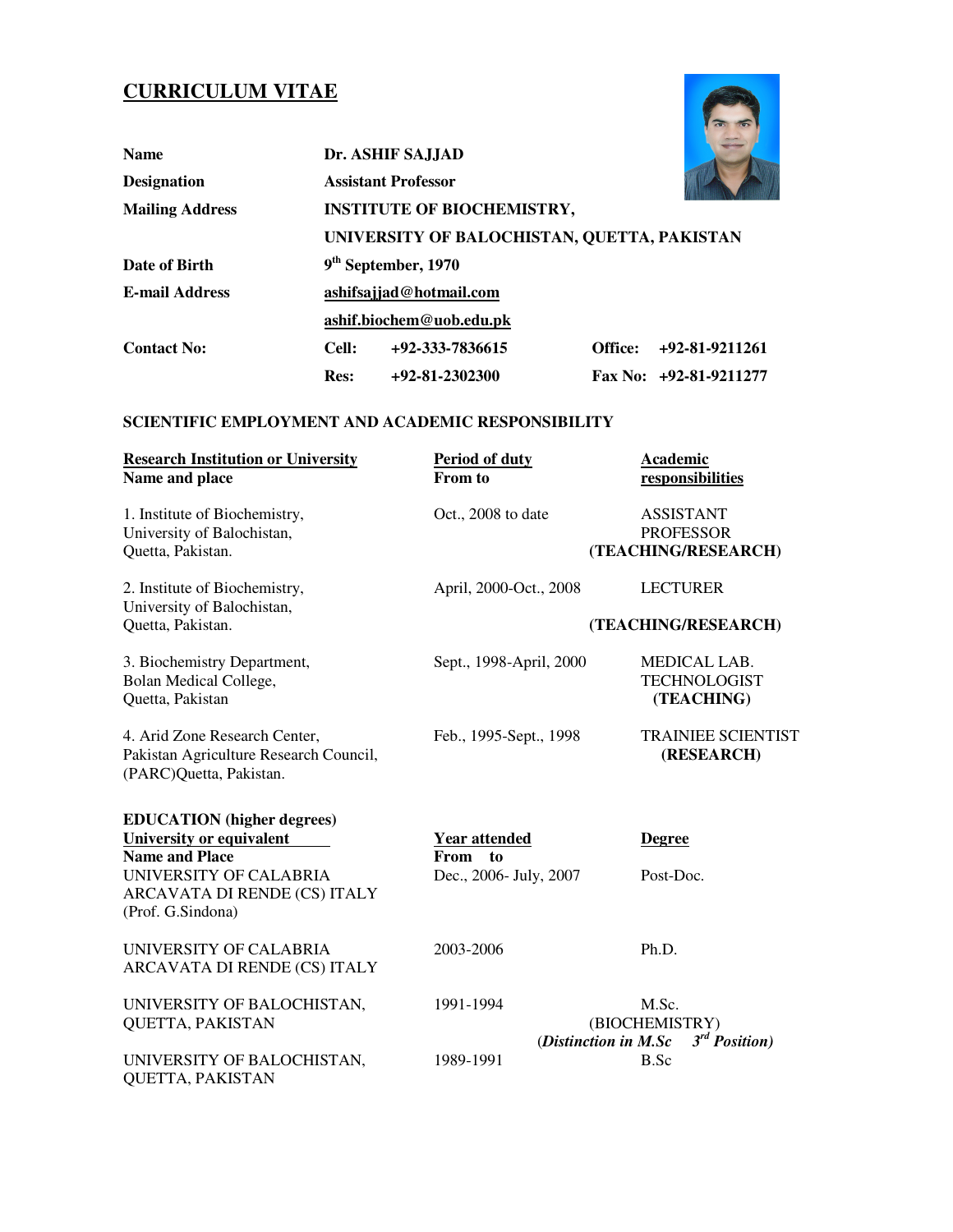# CURRICULUM VITAE

| | |
|---|---|
| **Name** | **Dr. ASHIF SAJJAD** |
| **Designation** | **Assistant Professor** |
| **Mailing Address** | **INSTITUTE OF BIOCHEMISTRY, UNIVERSITY OF BALOCHISTAN, QUETTA, PAKISTAN** |
| **Date of Birth** | **9th September, 1970** |
| **E-mail Address** | **ashifsajjad@hotmail.com** <br> **ashif.biochem@uob.edu.pk** |
| **Contact No:** | **Cell: +92-333-7836615** &nbsp; **Office: +92-81-9211261** <br> **Res: +92-81-2302300** &nbsp; **Fax No: +92-81-9211277** |

**SCIENTIFIC EMPLOYMENT AND ACADEMIC RESPONSIBILITY**

| **Research Institution or University Name and place** | **Period of duty From to** | **Academic responsibilities** |
|---|---|---|
| 1. Institute of Biochemistry, University of Balochistan, Quetta, Pakistan. | Oct., 2008 to date | ASSISTANT PROFESSOR **(TEACHING/RESEARCH)** |
| 2. Institute of Biochemistry, University of Balochistan, Quetta, Pakistan. | April, 2000-Oct., 2008 | LECTURER **(TEACHING/RESEARCH)** |
| 3. Biochemistry Department, Bolan Medical College, Quetta, Pakistan | Sept., 1998-April, 2000 | MEDICAL LAB. TECHNOLOGIST **(TEACHING)** |
| 4. Arid Zone Research Center, Pakistan Agriculture Research Council, (PARC)Quetta, Pakistan. | Feb., 1995-Sept., 1998 | TRAINIEE SCIENTIST **(RESEARCH)** |

**EDUCATION (higher degrees)**

| **University or equivalent Name and Place** | **Year attended From to** | **Degree** |
|---|---|---|
| UNIVERSITY OF CALABRIA ARCAVATA DI RENDE (CS) ITALY (Prof. G.Sindona) | Dec., 2006- July, 2007 | Post-Doc. |
| UNIVERSITY OF CALABRIA ARCAVATA DI RENDE (CS) ITALY | 2003-2006 | Ph.D. |
| UNIVERSITY OF BALOCHISTAN, QUETTA, PAKISTAN | 1991-1994 | M.Sc. (BIOCHEMISTRY) ***(Distinction in M.Sc 3rd Position)*** |
| UNIVERSITY OF BALOCHISTAN, QUETTA, PAKISTAN | 1989-1991 | B.Sc |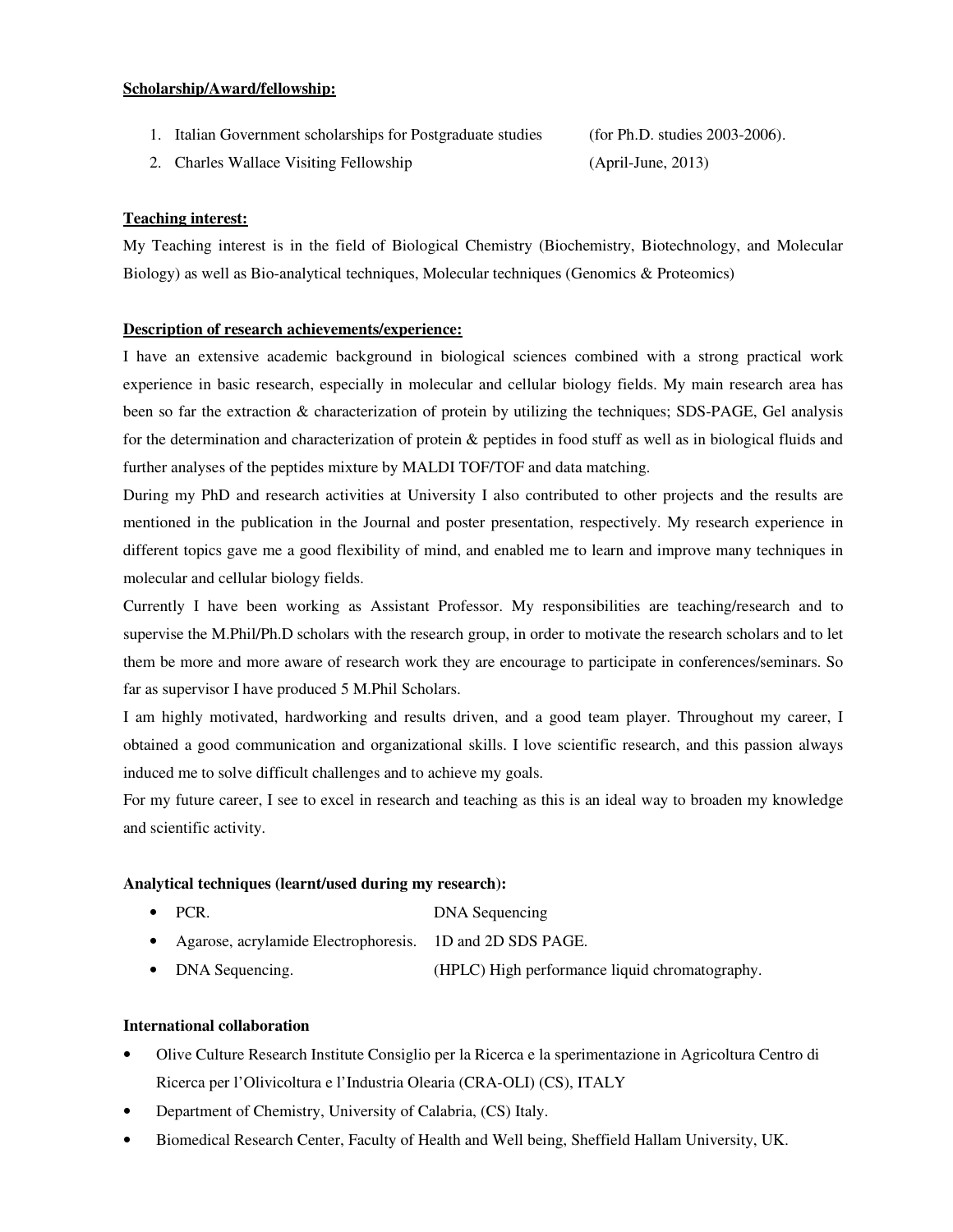**Scholarship/Award/fellowship:**

1. Italian Government scholarships for Postgraduate studies (for Ph.D. studies 2003-2006).
2. Charles Wallace Visiting Fellowship (April-June, 2013)

**Teaching interest:**

My Teaching interest is in the field of Biological Chemistry (Biochemistry, Biotechnology, and Molecular Biology) as well as Bio-analytical techniques, Molecular techniques (Genomics & Proteomics)

**Description of research achievements/experience:**

I have an extensive academic background in biological sciences combined with a strong practical work experience in basic research, especially in molecular and cellular biology fields. My main research area has been so far the extraction & characterization of protein by utilizing the techniques; SDS-PAGE, Gel analysis for the determination and characterization of protein & peptides in food stuff as well as in biological fluids and further analyses of the peptides mixture by MALDI TOF/TOF and data matching.

During my PhD and research activities at University I also contributed to other projects and the results are mentioned in the publication in the Journal and poster presentation, respectively. My research experience in different topics gave me a good flexibility of mind, and enabled me to learn and improve many techniques in molecular and cellular biology fields.

Currently I have been working as Assistant Professor. My responsibilities are teaching/research and to supervise the M.Phil/Ph.D scholars with the research group, in order to motivate the research scholars and to let them be more and more aware of research work they are encourage to participate in conferences/seminars. So far as supervisor I have produced 5 M.Phil Scholars.

I am highly motivated, hardworking and results driven, and a good team player. Throughout my career, I obtained a good communication and organizational skills. I love scientific research, and this passion always induced me to solve difficult challenges and to achieve my goals.

For my future career, I see to excel in research and teaching as this is an ideal way to broaden my knowledge and scientific activity.

**Analytical techniques (learnt/used during my research):**

- PCR. DNA Sequencing
- Agarose, acrylamide Electrophoresis. 1D and 2D SDS PAGE.
- DNA Sequencing. (HPLC) High performance liquid chromatography.

**International collaboration**

- Olive Culture Research Institute Consiglio per la Ricerca e la sperimentazione in Agricoltura Centro di Ricerca per l'Olivicoltura e l'Industria Olearia (CRA-OLI) (CS), ITALY
- Department of Chemistry, University of Calabria, (CS) Italy.
- Biomedical Research Center, Faculty of Health and Well being, Sheffield Hallam University, UK.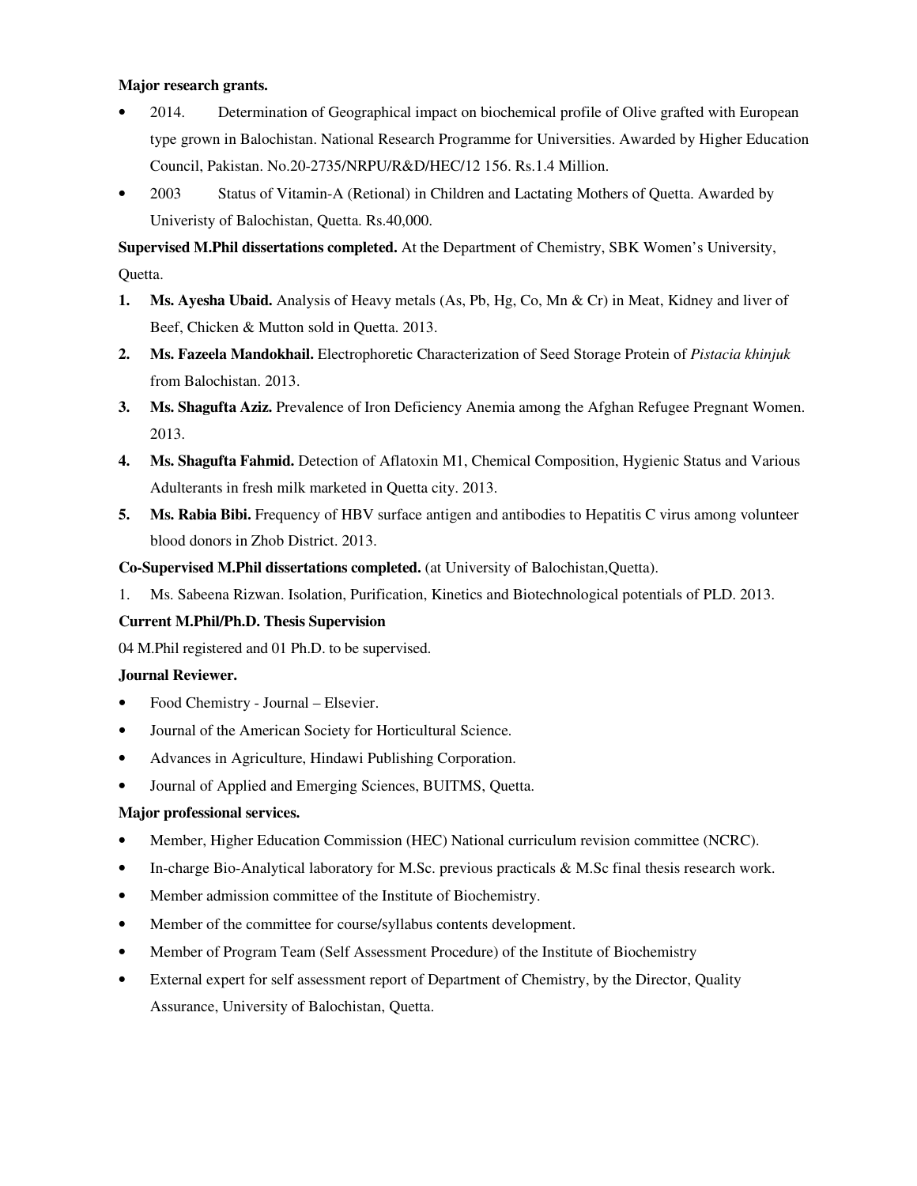**Major research grants.**

- 2014. Determination of Geographical impact on biochemical profile of Olive grafted with European type grown in Balochistan. National Research Programme for Universities. Awarded by Higher Education Council, Pakistan. No.20-2735/NRPU/R&D/HEC/12 156. Rs.1.4 Million.
- 2003 Status of Vitamin-A (Retional) in Children and Lactating Mothers of Quetta. Awarded by Univeristy of Balochistan, Quetta. Rs.40,000.

**Supervised M.Phil dissertations completed.** At the Department of Chemistry, SBK Women's University, Quetta.

1. **Ms. Ayesha Ubaid.** Analysis of Heavy metals (As, Pb, Hg, Co, Mn & Cr) in Meat, Kidney and liver of Beef, Chicken & Mutton sold in Quetta. 2013.
2. **Ms. Fazeela Mandokhail.** Electrophoretic Characterization of Seed Storage Protein of *Pistacia khinjuk* from Balochistan. 2013.
3. **Ms. Shagufta Aziz.** Prevalence of Iron Deficiency Anemia among the Afghan Refugee Pregnant Women. 2013.
4. **Ms. Shagufta Fahmid.** Detection of Aflatoxin M1, Chemical Composition, Hygienic Status and Various Adulterants in fresh milk marketed in Quetta city. 2013.
5. **Ms. Rabia Bibi.** Frequency of HBV surface antigen and antibodies to Hepatitis C virus among volunteer blood donors in Zhob District. 2013.

**Co-Supervised M.Phil dissertations completed.** (at University of Balochistan,Quetta).

1. Ms. Sabeena Rizwan. Isolation, Purification, Kinetics and Biotechnological potentials of PLD. 2013.

**Current M.Phil/Ph.D. Thesis Supervision**

04 M.Phil registered and 01 Ph.D. to be supervised.

**Journal Reviewer.**

- Food Chemistry - Journal – Elsevier.
- Journal of the American Society for Horticultural Science.
- Advances in Agriculture, Hindawi Publishing Corporation.
- Journal of Applied and Emerging Sciences, BUITMS, Quetta.

**Major professional services.**

- Member, Higher Education Commission (HEC) National curriculum revision committee (NCRC).
- In-charge Bio-Analytical laboratory for M.Sc. previous practicals & M.Sc final thesis research work.
- Member admission committee of the Institute of Biochemistry.
- Member of the committee for course/syllabus contents development.
- Member of Program Team (Self Assessment Procedure) of the Institute of Biochemistry
- External expert for self assessment report of Department of Chemistry, by the Director, Quality Assurance, University of Balochistan, Quetta.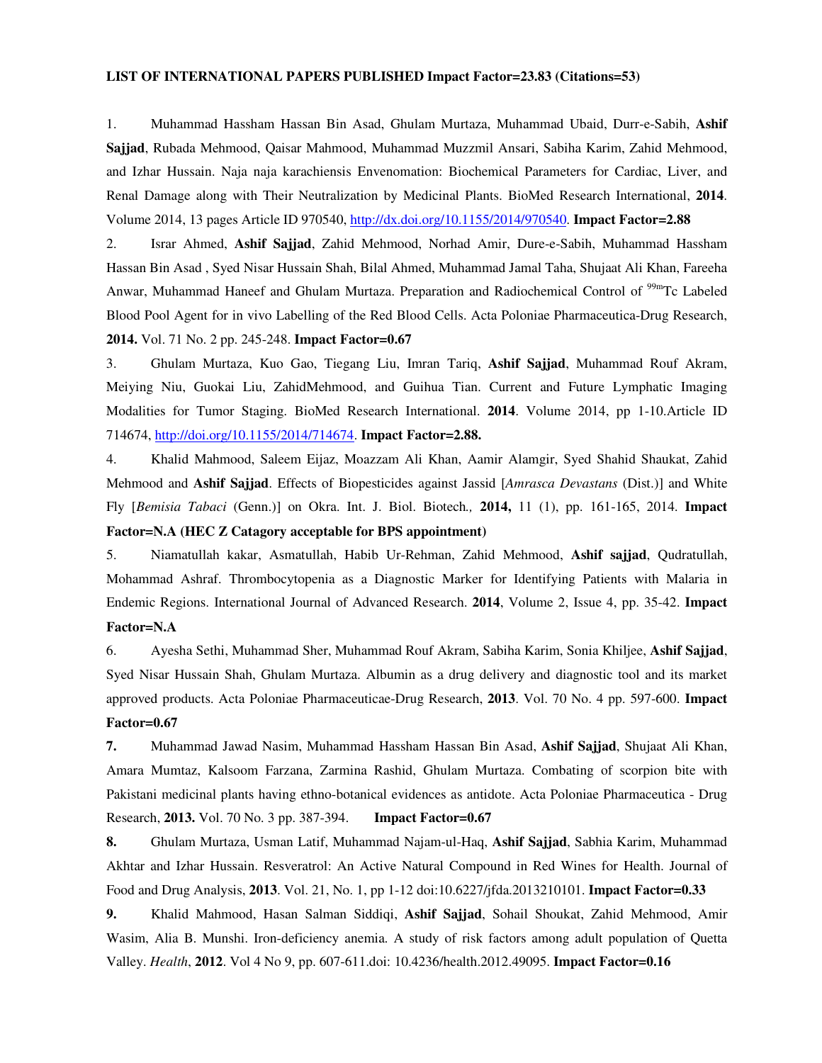**LIST OF INTERNATIONAL PAPERS PUBLISHED Impact Factor=23.83 (Citations=53)**

1. Muhammad Hassham Hassan Bin Asad, Ghulam Murtaza, Muhammad Ubaid, Durr-e-Sabih, **Ashif Sajjad**, Rubada Mehmood, Qaisar Mahmood, Muhammad Muzzmil Ansari, Sabiha Karim, Zahid Mehmood, and Izhar Hussain. Naja naja karachiensis Envenomation: Biochemical Parameters for Cardiac, Liver, and Renal Damage along with Their Neutralization by Medicinal Plants. BioMed Research International, **2014**. Volume 2014, 13 pages Article ID 970540, http://dx.doi.org/10.1155/2014/970540. **Impact Factor=2.88**

2. Israr Ahmed, **Ashif Sajjad**, Zahid Mehmood, Norhad Amir, Dure-e-Sabih, Muhammad Hassham Hassan Bin Asad , Syed Nisar Hussain Shah, Bilal Ahmed, Muhammad Jamal Taha, Shujaat Ali Khan, Fareeha Anwar, Muhammad Haneef and Ghulam Murtaza. Preparation and Radiochemical Control of $^{99m}$Tc Labeled Blood Pool Agent for in vivo Labelling of the Red Blood Cells. Acta Poloniae Pharmaceutica-Drug Research, **2014.** Vol. 71 No. 2 pp. 245-248. **Impact Factor=0.67**

3. Ghulam Murtaza, Kuo Gao, Tiegang Liu, Imran Tariq, **Ashif Sajjad**, Muhammad Rouf Akram, Meiying Niu, Guokai Liu, ZahidMehmood, and Guihua Tian. Current and Future Lymphatic Imaging Modalities for Tumor Staging. BioMed Research International. **2014**. Volume 2014, pp 1-10.Article ID 714674, http://doi.org/10.1155/2014/714674. **Impact Factor=2.88.**

4. Khalid Mahmood, Saleem Eijaz, Moazzam Ali Khan, Aamir Alamgir, Syed Shahid Shaukat, Zahid Mehmood and **Ashif Sajjad**. Effects of Biopesticides against Jassid [*Amrasca Devastans* (Dist.)] and White Fly [*Bemisia Tabaci* (Genn.)] on Okra. Int. J. Biol. Biotech*.,* **2014,** 11 (1), pp. 161-165, 2014. **Impact Factor=N.A (HEC Z Catagory acceptable for BPS appointment)**

5. Niamatullah kakar, Asmatullah, Habib Ur-Rehman, Zahid Mehmood, **Ashif sajjad**, Qudratullah, Mohammad Ashraf. Thrombocytopenia as a Diagnostic Marker for Identifying Patients with Malaria in Endemic Regions. International Journal of Advanced Research. **2014**, Volume 2, Issue 4, pp. 35-42. **Impact Factor=N.A**

6. Ayesha Sethi, Muhammad Sher, Muhammad Rouf Akram, Sabiha Karim, Sonia Khiljee, **Ashif Sajjad**, Syed Nisar Hussain Shah, Ghulam Murtaza. Albumin as a drug delivery and diagnostic tool and its market approved products. Acta Poloniae Pharmaceuticae-Drug Research, **2013**. Vol. 70 No. 4 pp. 597-600. **Impact Factor=0.67**

**7.** Muhammad Jawad Nasim, Muhammad Hassham Hassan Bin Asad, **Ashif Sajjad**, Shujaat Ali Khan, Amara Mumtaz, Kalsoom Farzana, Zarmina Rashid, Ghulam Murtaza. Combating of scorpion bite with Pakistani medicinal plants having ethno-botanical evidences as antidote. Acta Poloniae Pharmaceutica - Drug Research, **2013.** Vol. 70 No. 3 pp. 387-394. **Impact Factor=0.67**

**8.** Ghulam Murtaza, Usman Latif, Muhammad Najam-ul-Haq, **Ashif Sajjad**, Sabhia Karim, Muhammad Akhtar and Izhar Hussain. Resveratrol: An Active Natural Compound in Red Wines for Health. Journal of Food and Drug Analysis, **2013**. Vol. 21, No. 1, pp 1-12 doi:10.6227/jfda.2013210101. **Impact Factor=0.33**

**9.** Khalid Mahmood, Hasan Salman Siddiqi, **Ashif Sajjad**, Sohail Shoukat, Zahid Mehmood, Amir Wasim, Alia B. Munshi. Iron-deficiency anemia. A study of risk factors among adult population of Quetta Valley. *Health*, **2012**. Vol 4 No 9, pp. 607-611.doi: 10.4236/health.2012.49095. **Impact Factor=0.16**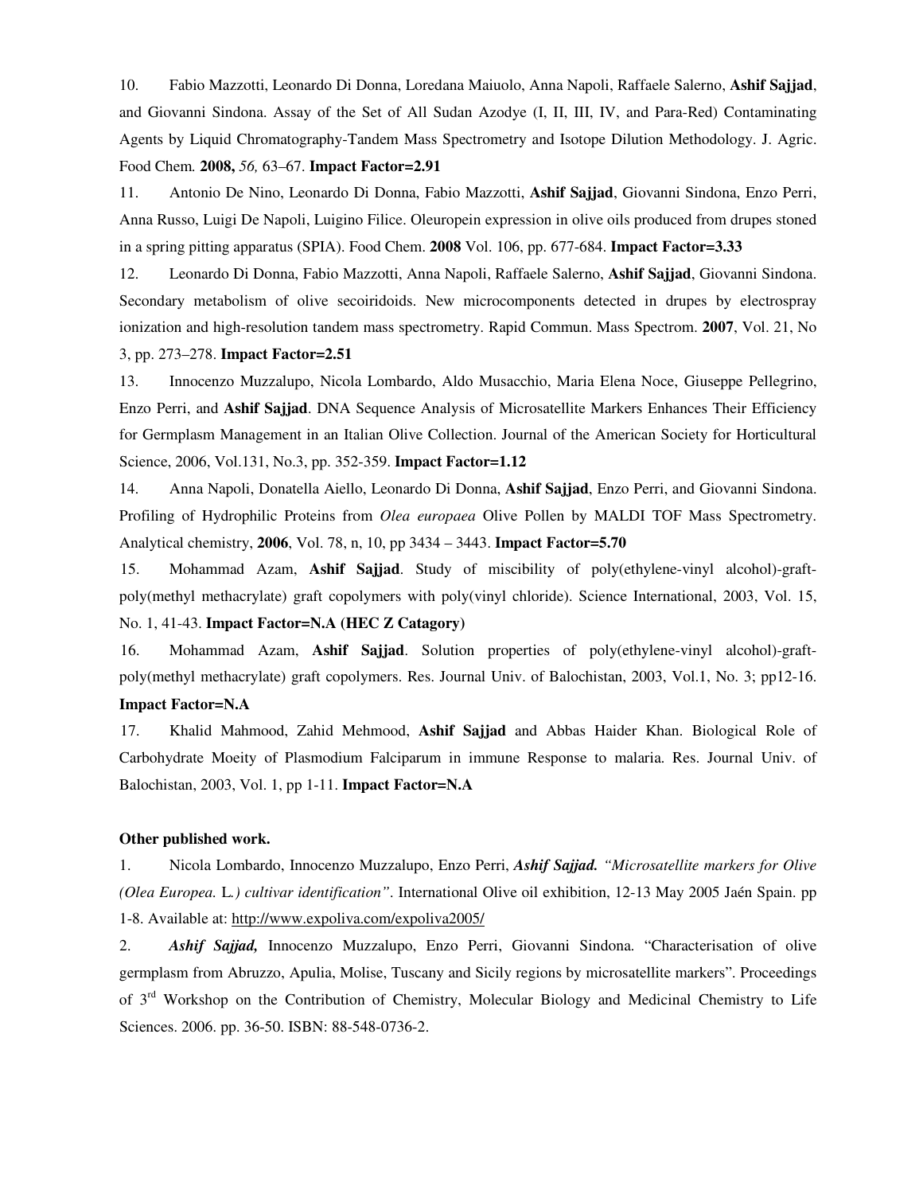10. Fabio Mazzotti, Leonardo Di Donna, Loredana Maiuolo, Anna Napoli, Raffaele Salerno, **Ashif Sajjad**, and Giovanni Sindona. Assay of the Set of All Sudan Azodye (I, II, III, IV, and Para-Red) Contaminating Agents by Liquid Chromatography-Tandem Mass Spectrometry and Isotope Dilution Methodology. J. Agric. Food Chem. **2008,** *56,* 63–67. **Impact Factor=2.91**

11. Antonio De Nino, Leonardo Di Donna, Fabio Mazzotti, **Ashif Sajjad**, Giovanni Sindona, Enzo Perri, Anna Russo, Luigi De Napoli, Luigino Filice. Oleuropein expression in olive oils produced from drupes stoned in a spring pitting apparatus (SPIA). Food Chem. **2008** Vol. 106, pp. 677-684. **Impact Factor=3.33**

12. Leonardo Di Donna, Fabio Mazzotti, Anna Napoli, Raffaele Salerno, **Ashif Sajjad**, Giovanni Sindona. Secondary metabolism of olive secoiridoids. New microcomponents detected in drupes by electrospray ionization and high-resolution tandem mass spectrometry. Rapid Commun. Mass Spectrom. **2007**, Vol. 21, No 3, pp. 273–278. **Impact Factor=2.51**

13. Innocenzo Muzzalupo, Nicola Lombardo, Aldo Musacchio, Maria Elena Noce, Giuseppe Pellegrino, Enzo Perri, and **Ashif Sajjad**. DNA Sequence Analysis of Microsatellite Markers Enhances Their Efficiency for Germplasm Management in an Italian Olive Collection. Journal of the American Society for Horticultural Science, 2006, Vol.131, No.3, pp. 352-359. **Impact Factor=1.12**

14. Anna Napoli, Donatella Aiello, Leonardo Di Donna, **Ashif Sajjad**, Enzo Perri, and Giovanni Sindona. Profiling of Hydrophilic Proteins from *Olea europaea* Olive Pollen by MALDI TOF Mass Spectrometry. Analytical chemistry, **2006**, Vol. 78, n, 10, pp 3434 – 3443. **Impact Factor=5.70**

15. Mohammad Azam, **Ashif Sajjad**. Study of miscibility of poly(ethylene-vinyl alcohol)-graft-poly(methyl methacrylate) graft copolymers with poly(vinyl chloride). Science International, 2003, Vol. 15, No. 1, 41-43. **Impact Factor=N.A (HEC Z Catagory)**

16. Mohammad Azam, **Ashif Sajjad**. Solution properties of poly(ethylene-vinyl alcohol)-graft-poly(methyl methacrylate) graft copolymers. Res. Journal Univ. of Balochistan, 2003, Vol.1, No. 3; pp12-16. **Impact Factor=N.A**

17. Khalid Mahmood, Zahid Mehmood, **Ashif Sajjad** and Abbas Haider Khan. Biological Role of Carbohydrate Moeity of Plasmodium Falciparum in immune Response to malaria. Res. Journal Univ. of Balochistan, 2003, Vol. 1, pp 1-11. **Impact Factor=N.A**

**Other published work.**

1. Nicola Lombardo, Innocenzo Muzzalupo, Enzo Perri, ***Ashif Sajjad.*** *"Microsatellite markers for Olive (Olea Europea.* L*.) cultivar identification"*. International Olive oil exhibition, 12-13 May 2005 Jaén Spain. pp 1-8. Available at: http://www.expoliva.com/expoliva2005/

2. ***Ashif Sajjad,*** Innocenzo Muzzalupo, Enzo Perri, Giovanni Sindona. "Characterisation of olive germplasm from Abruzzo, Apulia, Molise, Tuscany and Sicily regions by microsatellite markers". Proceedings of 3rd Workshop on the Contribution of Chemistry, Molecular Biology and Medicinal Chemistry to Life Sciences. 2006. pp. 36-50. ISBN: 88-548-0736-2.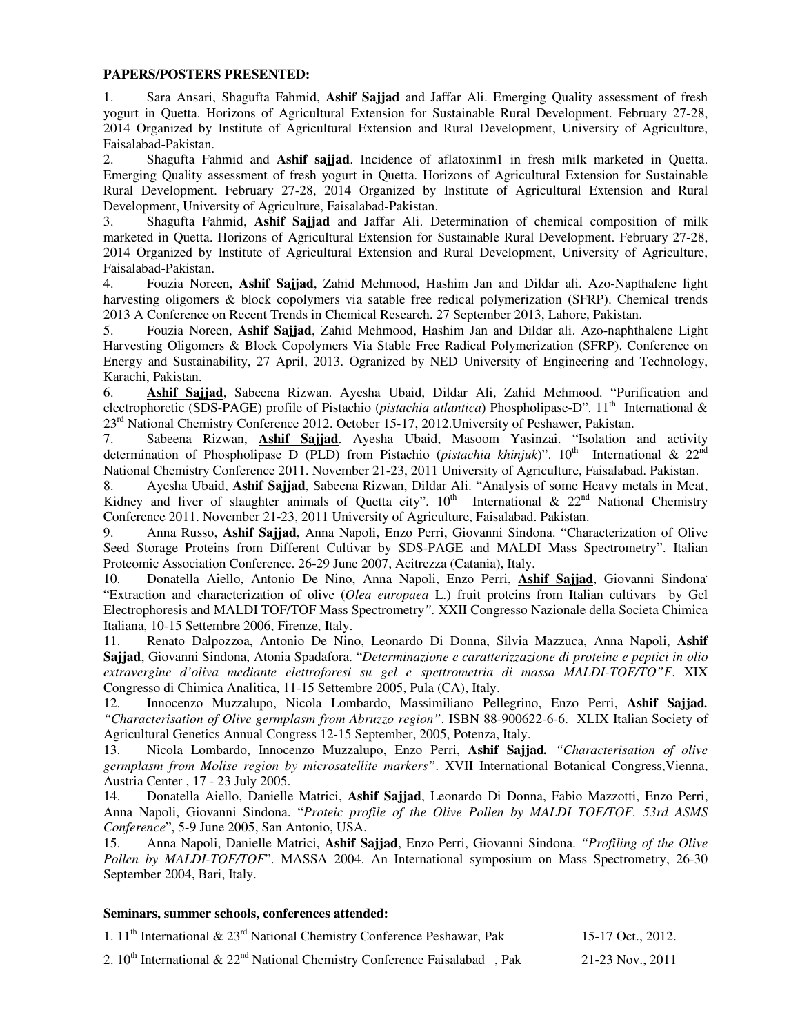**PAPERS/POSTERS PRESENTED:**

1. Sara Ansari, Shagufta Fahmid, **Ashif Sajjad** and Jaffar Ali. Emerging Quality assessment of fresh yogurt in Quetta. Horizons of Agricultural Extension for Sustainable Rural Development. February 27-28, 2014 Organized by Institute of Agricultural Extension and Rural Development, University of Agriculture, Faisalabad-Pakistan.
2. Shagufta Fahmid and **Ashif sajjad**. Incidence of aflatoxinm1 in fresh milk marketed in Quetta. Emerging Quality assessment of fresh yogurt in Quetta. Horizons of Agricultural Extension for Sustainable Rural Development. February 27-28, 2014 Organized by Institute of Agricultural Extension and Rural Development, University of Agriculture, Faisalabad-Pakistan.
3. Shagufta Fahmid, **Ashif Sajjad** and Jaffar Ali. Determination of chemical composition of milk marketed in Quetta. Horizons of Agricultural Extension for Sustainable Rural Development. February 27-28, 2014 Organized by Institute of Agricultural Extension and Rural Development, University of Agriculture, Faisalabad-Pakistan.
4. Fouzia Noreen, **Ashif Sajjad**, Zahid Mehmood, Hashim Jan and Dildar ali. Azo-Napthalene light harvesting oligomers & block copolymers via satable free redical polymerization (SFRP). Chemical trends 2013 A Conference on Recent Trends in Chemical Research. 27 September 2013, Lahore, Pakistan.
5. Fouzia Noreen, **Ashif Sajjad**, Zahid Mehmood, Hashim Jan and Dildar ali. Azo-naphthalene Light Harvesting Oligomers & Block Copolymers Via Stable Free Radical Polymerization (SFRP). Conference on Energy and Sustainability, 27 April, 2013. Ogranized by NED University of Engineering and Technology, Karachi, Pakistan.
6. <u>**Ashif Sajjad**</u>, Sabeena Rizwan. Ayesha Ubaid, Dildar Ali, Zahid Mehmood. "Purification and electrophoretic (SDS-PAGE) profile of Pistachio (*pistachia atlantica*) Phospholipase-D". 11th International & 23rd National Chemistry Conference 2012. October 15-17, 2012.University of Peshawer, Pakistan.
7. Sabeena Rizwan, <u>**Ashif Sajjad**</u>. Ayesha Ubaid, Masoom Yasinzai. "Isolation and activity determination of Phospholipase D (PLD) from Pistachio (*pistachia khinjuk*)". 10th International & 22nd National Chemistry Conference 2011. November 21-23, 2011 University of Agriculture, Faisalabad. Pakistan.
8. Ayesha Ubaid, **Ashif Sajjad**, Sabeena Rizwan, Dildar Ali. "Analysis of some Heavy metals in Meat, Kidney and liver of slaughter animals of Quetta city". 10th International & 22nd National Chemistry Conference 2011. November 21-23, 2011 University of Agriculture, Faisalabad. Pakistan.
9. Anna Russo, **Ashif Sajjad**, Anna Napoli, Enzo Perri, Giovanni Sindona. "Characterization of Olive Seed Storage Proteins from Different Cultivar by SDS-PAGE and MALDI Mass Spectrometry". Italian Proteomic Association Conference. 26-29 June 2007, Acitrezza (Catania), Italy.
10. Donatella Aiello, Antonio De Nino, Anna Napoli, Enzo Perri, <u>**Ashif Sajjad**</u>, Giovanni Sindona. "Extraction and characterization of olive (*Olea europaea* L.) fruit proteins from Italian cultivars by Gel Electrophoresis and MALDI TOF/TOF Mass Spectrometry*"*. XXII Congresso Nazionale della Societa Chimica Italiana, 10-15 Settembre 2006, Firenze, Italy.
11. Renato Dalpozzoa, Antonio De Nino, Leonardo Di Donna, Silvia Mazzuca, Anna Napoli, **Ashif Sajjad**, Giovanni Sindona, Atonia Spadafora. "*Determinazione e caratterizzazione di proteine e peptici in olio extravergine d'oliva mediante elettroforesi su gel e spettrometria di massa MALDI-TOF/TO"F*. XIX Congresso di Chimica Analitica, 11-15 Settembre 2005, Pula (CA), Italy.
12. Innocenzo Muzzalupo, Nicola Lombardo, Massimiliano Pellegrino, Enzo Perri, **Ashif Sajjad.** *"Characterisation of Olive germplasm from Abruzzo region"*. ISBN 88-900622-6-6. XLIX Italian Society of Agricultural Genetics Annual Congress 12-15 September, 2005, Potenza, Italy.
13. Nicola Lombardo, Innocenzo Muzzalupo, Enzo Perri, **Ashif Sajjad.** *"Characterisation of olive germplasm from Molise region by microsatellite markers"*. XVII International Botanical Congress,Vienna, Austria Center , 17 - 23 July 2005.
14. Donatella Aiello, Danielle Matrici, **Ashif Sajjad**, Leonardo Di Donna, Fabio Mazzotti, Enzo Perri, Anna Napoli, Giovanni Sindona. "*Proteic profile of the Olive Pollen by MALDI TOF/TOF. 53rd ASMS Conference*", 5-9 June 2005, San Antonio, USA.
15. Anna Napoli, Danielle Matrici, **Ashif Sajjad**, Enzo Perri, Giovanni Sindona. *"Profiling of the Olive Pollen by MALDI-TOF/TOF*". MASSA 2004. An International symposium on Mass Spectrometry, 26-30 September 2004, Bari, Italy.

**Seminars, summer schools, conferences attended:**

1. 11th International & 23rd National Chemistry Conference Peshawar, Pak — 15-17 Oct., 2012.
2. 10th International & 22nd National Chemistry Conference Faisalabad , Pak — 21-23 Nov., 2011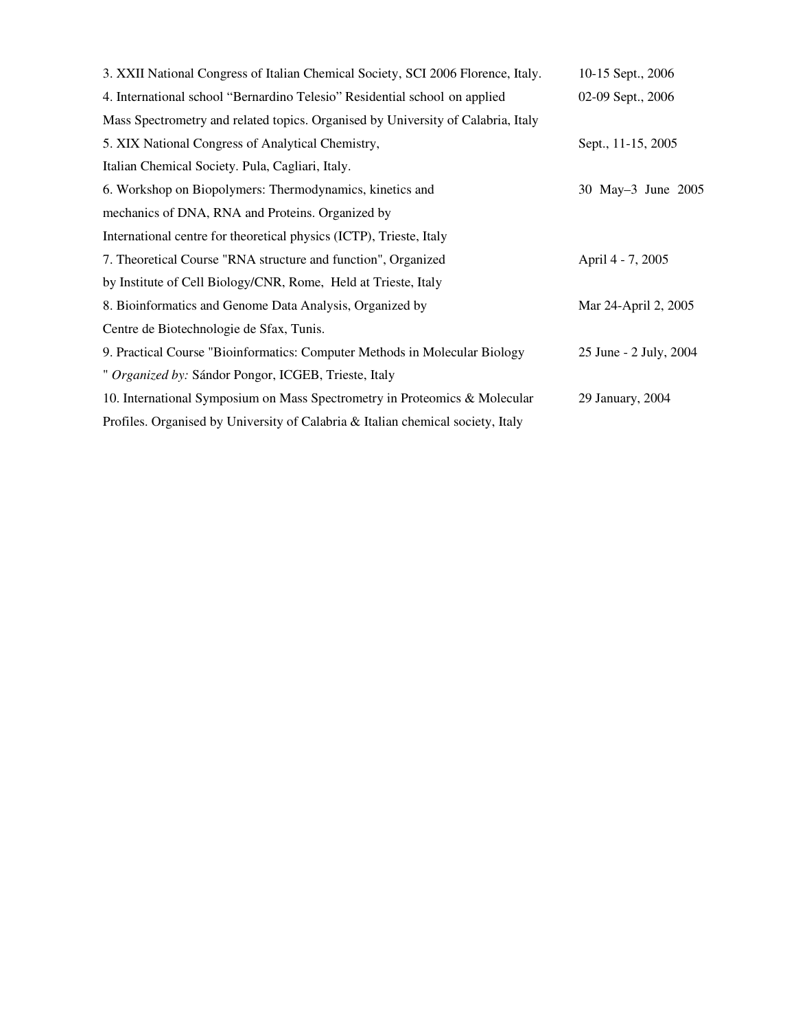3. XXII National Congress of Italian Chemical Society, SCI 2006 Florence, Italy. 10-15 Sept., 2006

4. International school "Bernardino Telesio" Residential school on applied Mass Spectrometry and related topics. Organised by University of Calabria, Italy 02-09 Sept., 2006

5. XIX National Congress of Analytical Chemistry, Italian Chemical Society. Pula, Cagliari, Italy. Sept., 11-15, 2005

6. Workshop on Biopolymers: Thermodynamics, kinetics and mechanics of DNA, RNA and Proteins. Organized by International centre for theoretical physics (ICTP), Trieste, Italy 30 May–3 June 2005

7. Theoretical Course "RNA structure and function", Organized by Institute of Cell Biology/CNR, Rome, Held at Trieste, Italy April 4 - 7, 2005

8. Bioinformatics and Genome Data Analysis, Organized by Centre de Biotechnologie de Sfax, Tunis. Mar 24-April 2, 2005

9. Practical Course "Bioinformatics: Computer Methods in Molecular Biology" *Organized by:* Sándor Pongor, ICGEB, Trieste, Italy 25 June - 2 July, 2004

10. International Symposium on Mass Spectrometry in Proteomics & Molecular Profiles. Organised by University of Calabria & Italian chemical society, Italy 29 January, 2004